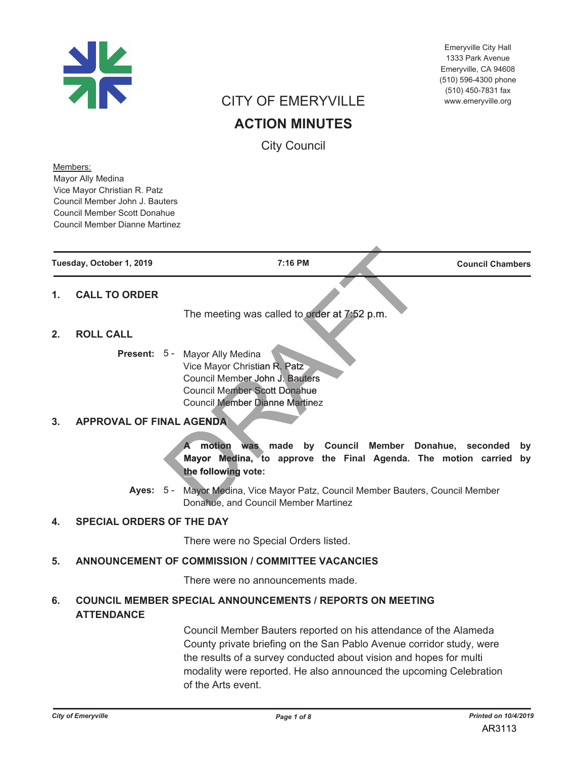Emeryville City Hall
1333 Park Avenue
Emeryville, CA 94608
(510) 596-4300 phone
(510) 450-7831 fax
www.emeryville.org

# CITY OF EMERYVILLE

# ACTION MINUTES

## City Council

Members:
Mayor Ally Medina
Vice Mayor Christian R. Patz
Council Member John J. Bauters
Council Member Scott Donahue
Council Member Dianne Martinez

**Tuesday, October 1, 2019** | **7:16 PM** | **Council Chambers**

DRAFT

## 1. CALL TO ORDER

The meeting was called to order at 7:52 p.m.

## 2. ROLL CALL

**Present:** 5 - Mayor Ally Medina
Vice Mayor Christian R. Patz
Council Member John J. Bauters
Council Member Scott Donahue
Council Member Dianne Martinez

## 3. APPROVAL OF FINAL AGENDA

**A motion was made by Council Member Donahue, seconded by Mayor Medina, to approve the Final Agenda. The motion carried by the following vote:**

**Ayes:** 5 - Mayor Medina, Vice Mayor Patz, Council Member Bauters, Council Member Donahue, and Council Member Martinez

## 4. SPECIAL ORDERS OF THE DAY

There were no Special Orders listed.

## 5. ANNOUNCEMENT OF COMMISSION / COMMITTEE VACANCIES

There were no announcements made.

## 6. COUNCIL MEMBER SPECIAL ANNOUNCEMENTS / REPORTS ON MEETING ATTENDANCE

Council Member Bauters reported on his attendance of the Alameda County private briefing on the San Pablo Avenue corridor study, were the results of a survey conducted about vision and hopes for multi modality were reported. He also announced the upcoming Celebration of the Arts event.

AR3113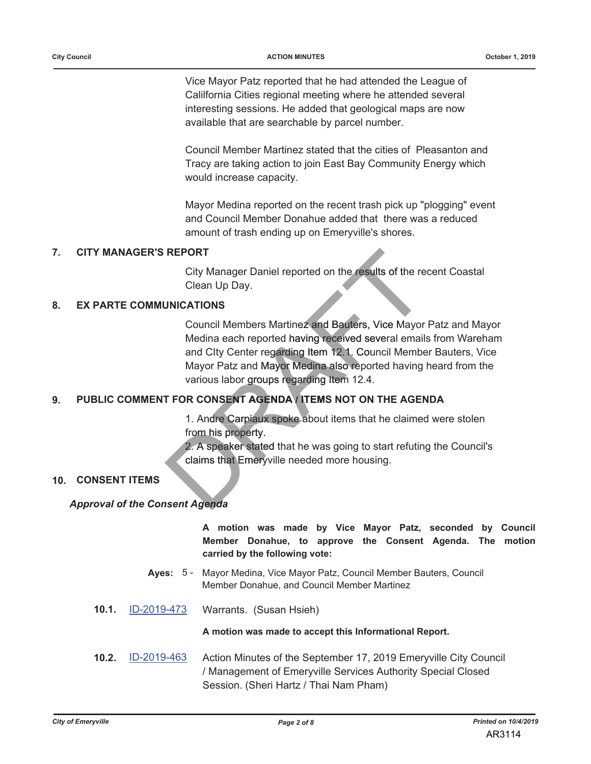Vice Mayor Patz reported that he had attended the League of Calilfornia Cities regional meeting where he attended several interesting sessions. He added that geological maps are now available that are searchable by parcel number.

Council Member Martinez stated that the cities of  Pleasanton and Tracy are taking action to join East Bay Community Energy which would increase capacity.

Mayor Medina reported on the recent trash pick up "plogging" event and Council Member Donahue added that  there was a reduced amount of trash ending up on Emeryville's shores.

## 7. CITY MANAGER'S REPORT

City Manager Daniel reported on the results of the recent Coastal Clean Up Day.

## 8. EX PARTE COMMUNICATIONS

Council Members Martinez and Bauters, Vice Mayor Patz and Mayor Medina each reported having received several emails from Wareham and CIty Center regarding Item 12.1. Council Member Bauters, Vice Mayor Patz and Mayor Medina also reported having heard from the various labor groups regarding Item 12.4.

## 9. PUBLIC COMMENT FOR CONSENT AGENDA / ITEMS NOT ON THE AGENDA

1. Andre Carpiaux spoke about items that he claimed were stolen from his property.
2. A speaker stated that he was going to start refuting the Council's claims that Emeryville needed more housing.

## 10. CONSENT ITEMS

***Approval of the Consent Agenda***

**A motion was made by Vice Mayor Patz, seconded by Council Member Donahue, to approve the Consent Agenda. The motion carried by the following vote:**

**Ayes:** 5 - Mayor Medina, Vice Mayor Patz, Council Member Bauters, Council Member Donahue, and Council Member Martinez

**10.1.** ID-2019-473 Warrants. (Susan Hsieh)

**A motion was made to accept this Informational Report.**

**10.2.** ID-2019-463 Action Minutes of the September 17, 2019 Emeryville City Council / Management of Emeryville Services Authority Special Closed Session. (Sheri Hartz / Thai Nam Pham)

AR3114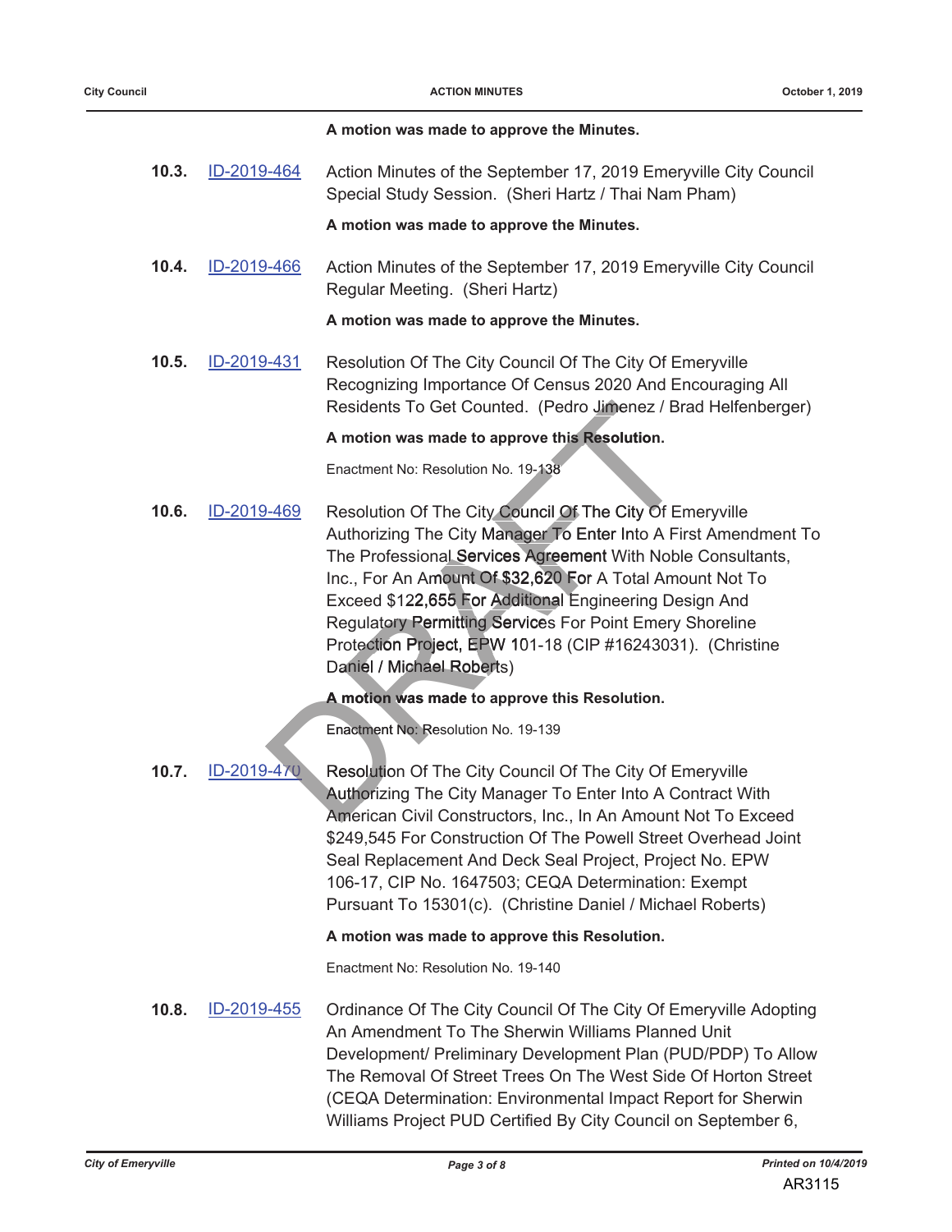**A motion was made to approve the Minutes.**

**10.3.** ID-2019-464 Action Minutes of the September 17, 2019 Emeryville City Council Special Study Session. (Sheri Hartz / Thai Nam Pham)

**A motion was made to approve the Minutes.**

**10.4.** ID-2019-466 Action Minutes of the September 17, 2019 Emeryville City Council Regular Meeting. (Sheri Hartz)

**A motion was made to approve the Minutes.**

**10.5.** ID-2019-431 Resolution Of The City Council Of The City Of Emeryville Recognizing Importance Of Census 2020 And Encouraging All Residents To Get Counted. (Pedro Jimenez / Brad Helfenberger)

**A motion was made to approve this Resolution.**

Enactment No: Resolution No. 19-138

**10.6.** ID-2019-469 Resolution Of The City Council Of The City Of Emeryville Authorizing The City Manager To Enter Into A First Amendment To The Professional Services Agreement With Noble Consultants, Inc., For An Amount Of $32,620 For A Total Amount Not To Exceed $122,655 For Additional Engineering Design And Regulatory Permitting Services For Point Emery Shoreline Protection Project, EPW 101-18 (CIP #16243031). (Christine Daniel / Michael Roberts)

**A motion was made to approve this Resolution.**

Enactment No: Resolution No. 19-139

**10.7.** ID-2019-470 Resolution Of The City Council Of The City Of Emeryville Authorizing The City Manager To Enter Into A Contract With American Civil Constructors, Inc., In An Amount Not To Exceed $249,545 For Construction Of The Powell Street Overhead Joint Seal Replacement And Deck Seal Project, Project No. EPW 106-17, CIP No. 1647503; CEQA Determination: Exempt Pursuant To 15301(c). (Christine Daniel / Michael Roberts)

**A motion was made to approve this Resolution.**

Enactment No: Resolution No. 19-140

**10.8.** ID-2019-455 Ordinance Of The City Council Of The City Of Emeryville Adopting An Amendment To The Sherwin Williams Planned Unit Development/ Preliminary Development Plan (PUD/PDP) To Allow The Removal Of Street Trees On The West Side Of Horton Street (CEQA Determination: Environmental Impact Report for Sherwin Williams Project PUD Certified By City Council on September 6,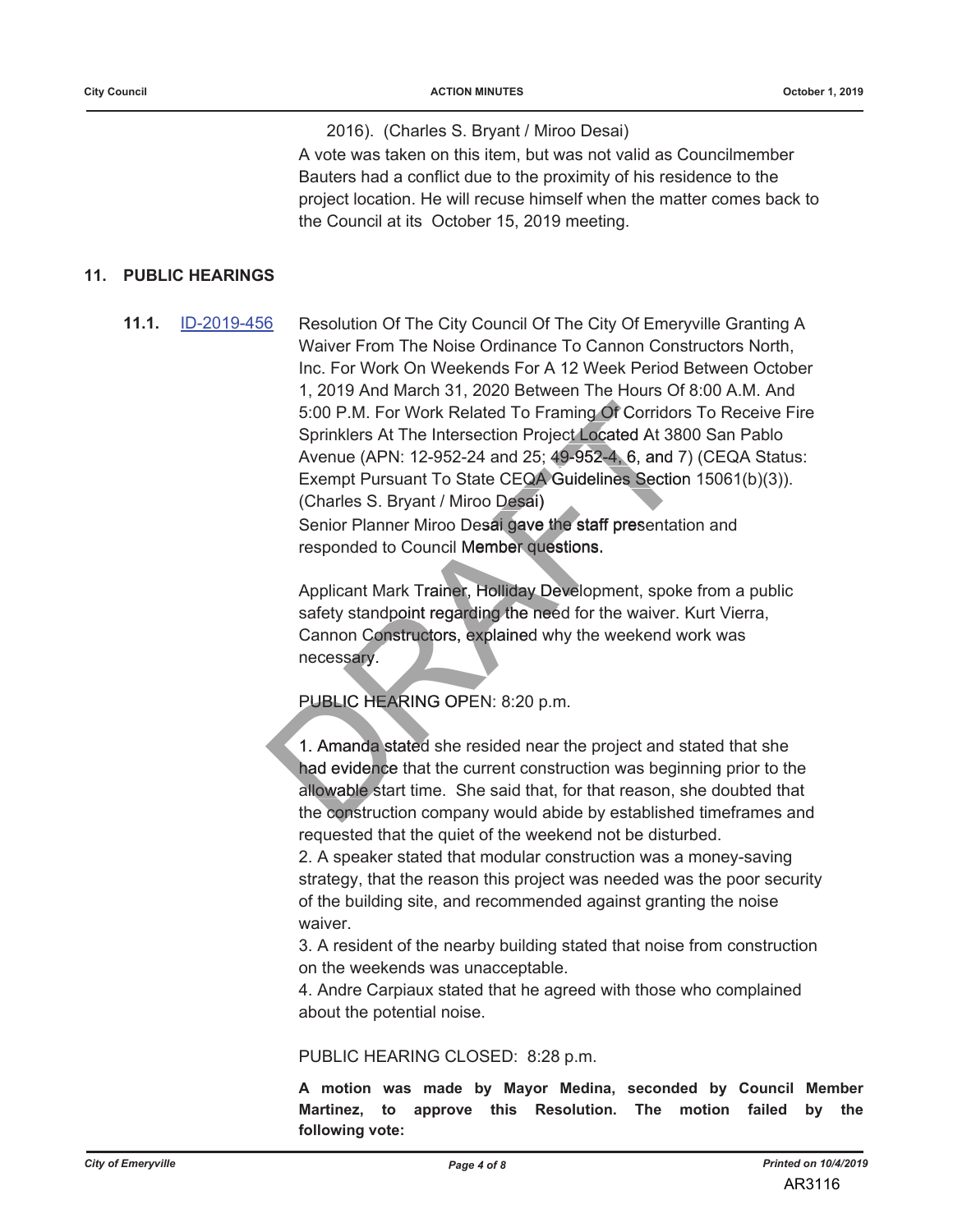2016). (Charles S. Bryant / Miroo Desai)

A vote was taken on this item, but was not valid as Councilmember Bauters had a conflict due to the proximity of his residence to the project location. He will recuse himself when the matter comes back to the Council at its October 15, 2019 meeting.

## 11. PUBLIC HEARINGS

**11.1.** ID-2019-456 Resolution Of The City Council Of The City Of Emeryville Granting A Waiver From The Noise Ordinance To Cannon Constructors North, Inc. For Work On Weekends For A 12 Week Period Between October 1, 2019 And March 31, 2020 Between The Hours Of 8:00 A.M. And 5:00 P.M. For Work Related To Framing Of Corridors To Receive Fire Sprinklers At The Intersection Project Located At 3800 San Pablo Avenue (APN: 12-952-24 and 25; 49-952-4, 6, and 7) (CEQA Status: Exempt Pursuant To State CEQA Guidelines Section 15061(b)(3)). (Charles S. Bryant / Miroo Desai)

Senior Planner Miroo Desai gave the staff presentation and responded to Council Member questions.

Applicant Mark Trainer, Holliday Development, spoke from a public safety standpoint regarding the need for the waiver. Kurt Vierra, Cannon Constructors, explained why the weekend work was necessary.

PUBLIC HEARING OPEN: 8:20 p.m.

1. Amanda stated she resided near the project and stated that she had evidence that the current construction was beginning prior to the allowable start time. She said that, for that reason, she doubted that the construction company would abide by established timeframes and requested that the quiet of the weekend not be disturbed.
2. A speaker stated that modular construction was a money-saving strategy, that the reason this project was needed was the poor security of the building site, and recommended against granting the noise waiver.
3. A resident of the nearby building stated that noise from construction on the weekends was unacceptable.
4. Andre Carpiaux stated that he agreed with those who complained about the potential noise.

PUBLIC HEARING CLOSED: 8:28 p.m.

**A motion was made by Mayor Medina, seconded by Council Member Martinez, to approve this Resolution. The motion failed by the following vote:**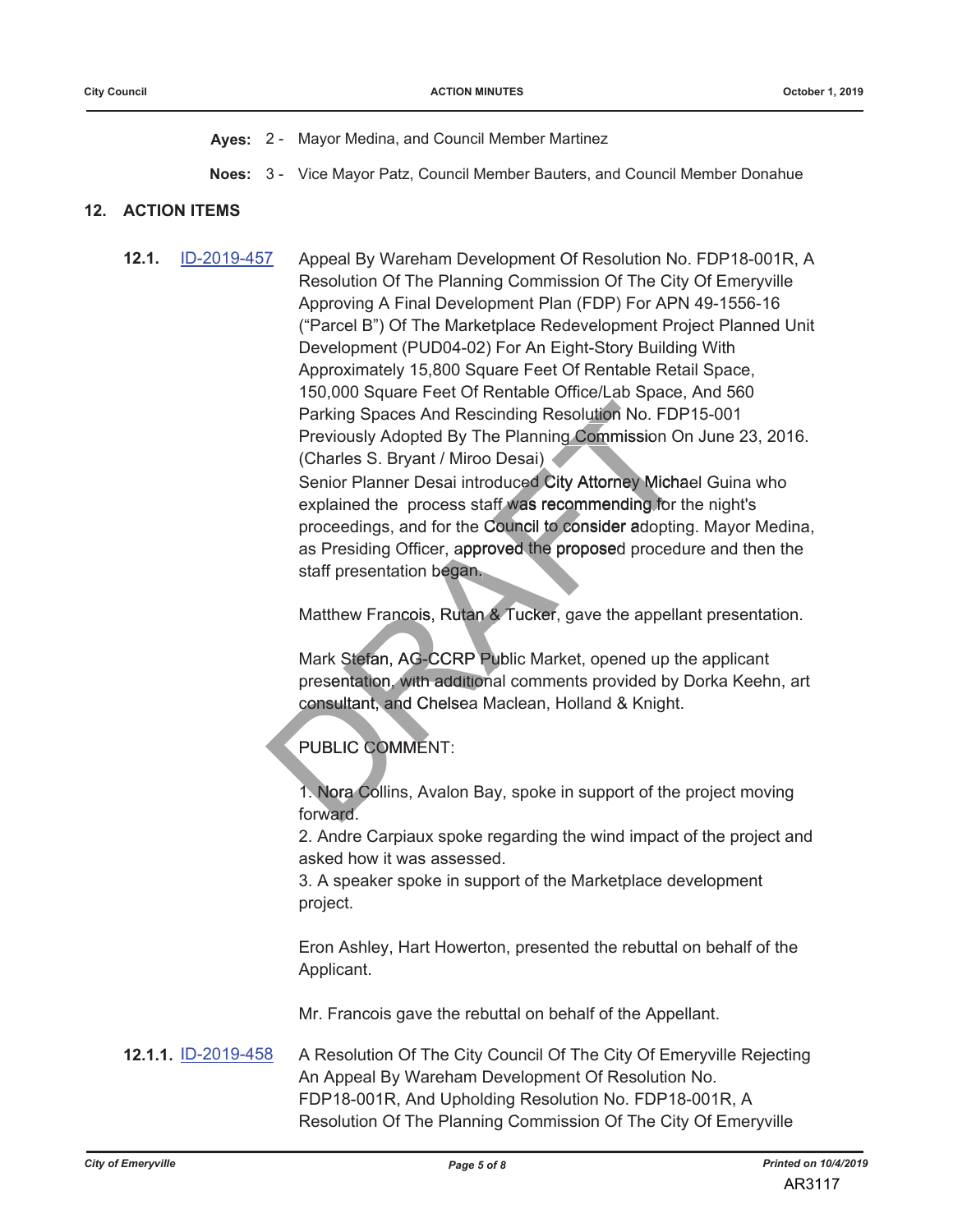**Ayes:** 2 - Mayor Medina, and Council Member Martinez

**Noes:** 3 - Vice Mayor Patz, Council Member Bauters, and Council Member Donahue

## 12. ACTION ITEMS

**12.1.** ID-2019-457 Appeal By Wareham Development Of Resolution No. FDP18-001R, A Resolution Of The Planning Commission Of The City Of Emeryville Approving A Final Development Plan (FDP) For APN 49-1556-16 ("Parcel B") Of The Marketplace Redevelopment Project Planned Unit Development (PUD04-02) For An Eight-Story Building With Approximately 15,800 Square Feet Of Rentable Retail Space, 150,000 Square Feet Of Rentable Office/Lab Space, And 560 Parking Spaces And Rescinding Resolution No. FDP15-001 Previously Adopted By The Planning Commission On June 23, 2016. (Charles S. Bryant / Miroo Desai)

Senior Planner Desai introduced City Attorney Michael Guina who explained the process staff was recommending for the night's proceedings, and for the Council to consider adopting. Mayor Medina, as Presiding Officer, approved the proposed procedure and then the staff presentation began.

Matthew Francois, Rutan & Tucker, gave the appellant presentation.

Mark Stefan, AG-CCRP Public Market, opened up the applicant presentation, with additional comments provided by Dorka Keehn, art consultant, and Chelsea Maclean, Holland & Knight.

PUBLIC COMMENT:

1. Nora Collins, Avalon Bay, spoke in support of the project moving forward.
2. Andre Carpiaux spoke regarding the wind impact of the project and asked how it was assessed.
3. A speaker spoke in support of the Marketplace development project.

Eron Ashley, Hart Howerton, presented the rebuttal on behalf of the Applicant.

Mr. Francois gave the rebuttal on behalf of the Appellant.

**12.1.1.** ID-2019-458 A Resolution Of The City Council Of The City Of Emeryville Rejecting An Appeal By Wareham Development Of Resolution No. FDP18-001R, And Upholding Resolution No. FDP18-001R, A Resolution Of The Planning Commission Of The City Of Emeryville

AR3117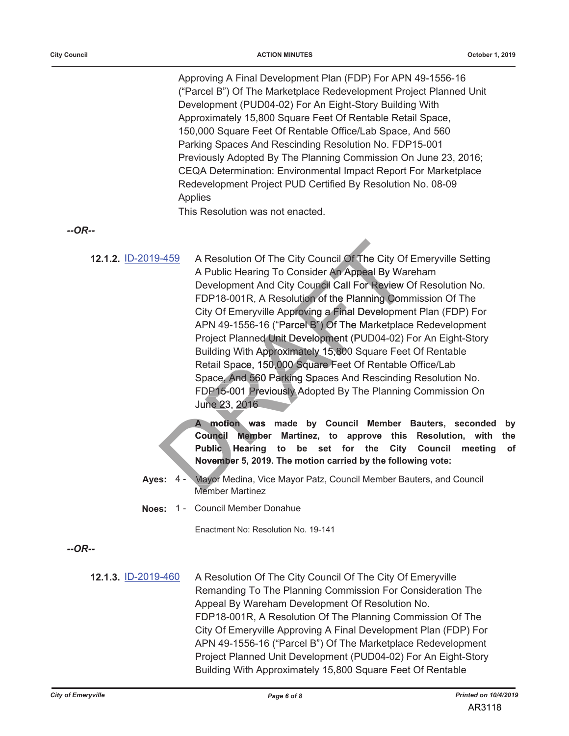Approving A Final Development Plan (FDP) For APN 49-1556-16 ("Parcel B") Of The Marketplace Redevelopment Project Planned Unit Development (PUD04-02) For An Eight-Story Building With Approximately 15,800 Square Feet Of Rentable Retail Space, 150,000 Square Feet Of Rentable Office/Lab Space, And 560 Parking Spaces And Rescinding Resolution No. FDP15-001 Previously Adopted By The Planning Commission On June 23, 2016; CEQA Determination: Environmental Impact Report For Marketplace Redevelopment Project PUD Certified By Resolution No. 08-09 Applies

This Resolution was not enacted.

*--OR--*

**12.1.2.** ID-2019-459 A Resolution Of The City Council Of The City Of Emeryville Setting A Public Hearing To Consider An Appeal By Wareham Development And City Council Call For Review Of Resolution No. FDP18-001R, A Resolution of the Planning Commission Of The City Of Emeryville Approving a Final Development Plan (FDP) For APN 49-1556-16 ("Parcel B") Of The Marketplace Redevelopment Project Planned Unit Development (PUD04-02) For An Eight-Story Building With Approximately 15,800 Square Feet Of Rentable Retail Space, 150,000 Square Feet Of Rentable Office/Lab Space, And 560 Parking Spaces And Rescinding Resolution No. FDP15-001 Previously Adopted By The Planning Commission On June 23, 2016

**A motion was made by Council Member Bauters, seconded by Council Member Martinez, to approve this Resolution, with the Public Hearing to be set for the City Council meeting of November 5, 2019. The motion carried by the following vote:**

**Ayes:** 4 - Mayor Medina, Vice Mayor Patz, Council Member Bauters, and Council Member Martinez

**Noes:** 1 - Council Member Donahue

Enactment No: Resolution No. 19-141

*--OR--*

**12.1.3.** ID-2019-460 A Resolution Of The City Council Of The City Of Emeryville Remanding To The Planning Commission For Consideration The Appeal By Wareham Development Of Resolution No. FDP18-001R, A Resolution Of The Planning Commission Of The City Of Emeryville Approving A Final Development Plan (FDP) For APN 49-1556-16 ("Parcel B") Of The Marketplace Redevelopment Project Planned Unit Development (PUD04-02) For An Eight-Story Building With Approximately 15,800 Square Feet Of Rentable

AR3118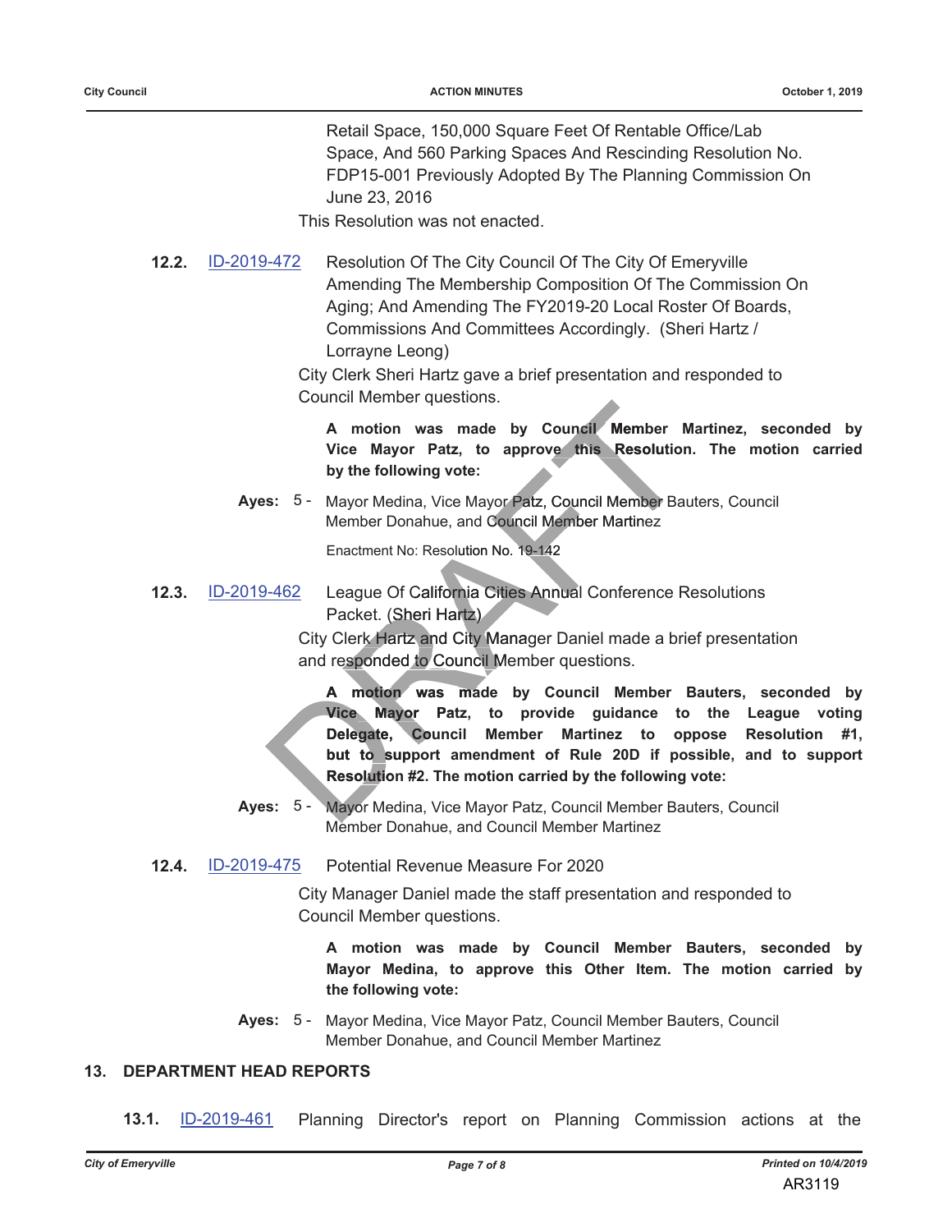Retail Space, 150,000 Square Feet Of Rentable Office/Lab Space, And 560 Parking Spaces And Rescinding Resolution No. FDP15-001 Previously Adopted By The Planning Commission On June 23, 2016

This Resolution was not enacted.

**12.2.** ID-2019-472 Resolution Of The City Council Of The City Of Emeryville Amending The Membership Composition Of The Commission On Aging; And Amending The FY2019-20 Local Roster Of Boards, Commissions And Committees Accordingly. (Sheri Hartz / Lorrayne Leong)

City Clerk Sheri Hartz gave a brief presentation and responded to Council Member questions.

**A motion was made by Council Member Martinez, seconded by Vice Mayor Patz, to approve this Resolution. The motion carried by the following vote:**

**Ayes:** 5 - Mayor Medina, Vice Mayor Patz, Council Member Bauters, Council Member Donahue, and Council Member Martinez

Enactment No: Resolution No. 19-142

**12.3.** ID-2019-462 League Of California Cities Annual Conference Resolutions Packet. (Sheri Hartz)

City Clerk Hartz and City Manager Daniel made a brief presentation and responded to Council Member questions.

**A motion was made by Council Member Bauters, seconded by Vice Mayor Patz, to provide guidance to the League voting Delegate, Council Member Martinez to oppose Resolution #1, but to support amendment of Rule 20D if possible, and to support Resolution #2. The motion carried by the following vote:**

**Ayes:** 5 - Mayor Medina, Vice Mayor Patz, Council Member Bauters, Council Member Donahue, and Council Member Martinez

**12.4.** ID-2019-475 Potential Revenue Measure For 2020

City Manager Daniel made the staff presentation and responded to Council Member questions.

**A motion was made by Council Member Bauters, seconded by Mayor Medina, to approve this Other Item. The motion carried by the following vote:**

**Ayes:** 5 - Mayor Medina, Vice Mayor Patz, Council Member Bauters, Council Member Donahue, and Council Member Martinez

## 13. DEPARTMENT HEAD REPORTS

**13.1.** ID-2019-461 Planning Director's report on Planning Commission actions at the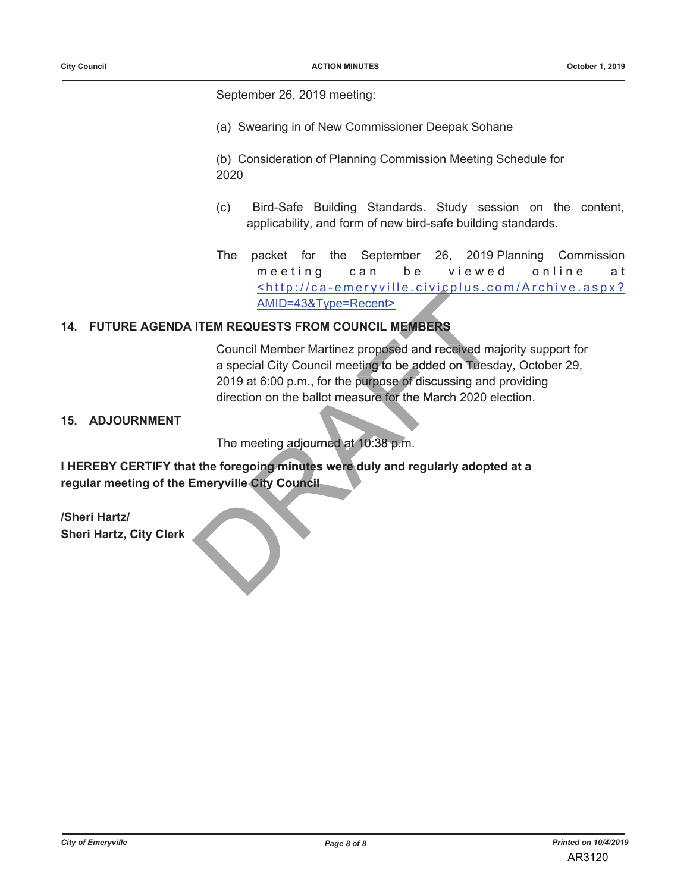September 26, 2019 meeting:

(a) Swearing in of New Commissioner Deepak Sohane

(b) Consideration of Planning Commission Meeting Schedule for 2020

(c) Bird-Safe Building Standards. Study session on the content, applicability, and form of new bird-safe building standards.

The packet for the September 26, 2019 Planning Commission meeting can be viewed online at <http://ca-emeryville.civicplus.com/Archive.aspx?AMID=43&Type=Recent>

## 14. FUTURE AGENDA ITEM REQUESTS FROM COUNCIL MEMBERS

Council Member Martinez proposed and received majority support for a special City Council meeting to be added on Tuesday, October 29, 2019 at 6:00 p.m., for the purpose of discussing and providing direction on the ballot measure for the March 2020 election.

## 15. ADJOURNMENT

The meeting adjourned at 10:38 p.m.

**I HEREBY CERTIFY that the foregoing minutes were duly and regularly adopted at a regular meeting of the Emeryville City Council**

**/Sheri Hartz/**
**Sheri Hartz, City Clerk**

DRAFT

AR3120